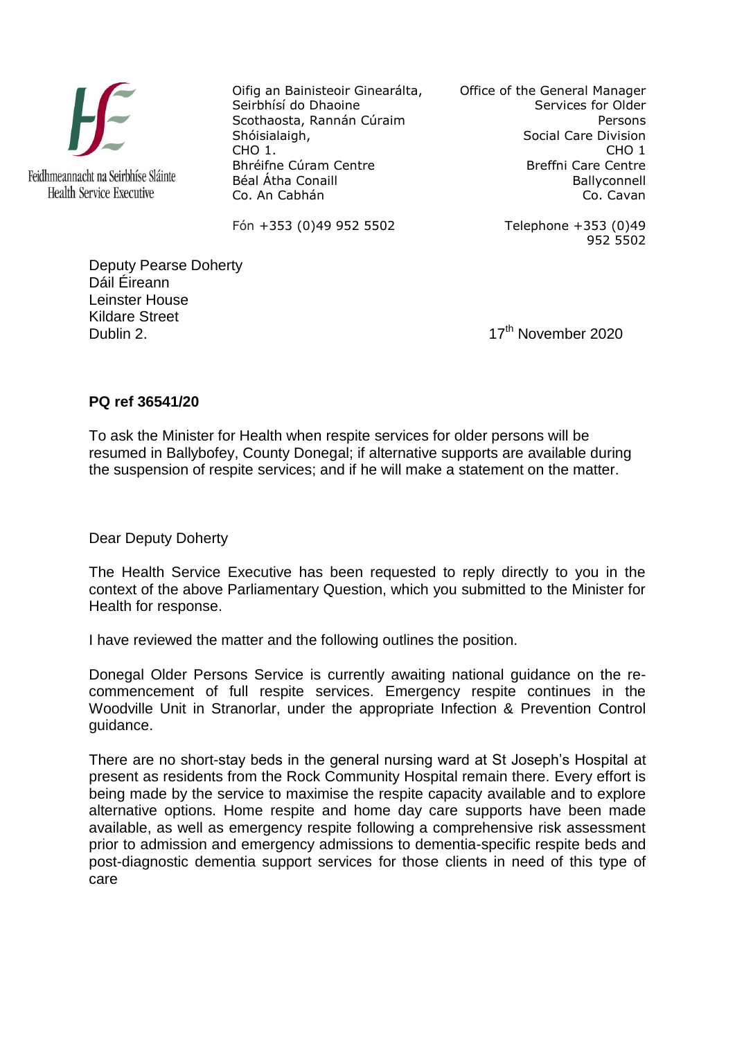Feidhmeannacht na Seirbhíse Sláinte
Health Service Executive

Oifig an Bainisteoir Ginearálta,
Seirbhísí do Dhaoine
Scothaosta, Rannán Cúraim
Shóisialaigh,
CHO 1.
Bhréifne Cúram Centre
Béal Átha Conaill
Co. An Cabhán

Fón +353 (0)49 952 5502

Office of the General Manager
Services for Older
Persons
Social Care Division
CHO 1
Breffni Care Centre
Ballyconnell
Co. Cavan

Telephone +353 (0)49
952 5502

Deputy Pearse Doherty
Dáil Éireann
Leinster House
Kildare Street
Dublin 2.

17th November 2020

**PQ ref 36541/20**

To ask the Minister for Health when respite services for older persons will be resumed in Ballybofey, County Donegal; if alternative supports are available during the suspension of respite services; and if he will make a statement on the matter.

Dear Deputy Doherty

The Health Service Executive has been requested to reply directly to you in the context of the above Parliamentary Question, which you submitted to the Minister for Health for response.

I have reviewed the matter and the following outlines the position.

Donegal Older Persons Service is currently awaiting national guidance on the re-commencement of full respite services. Emergency respite continues in the Woodville Unit in Stranorlar, under the appropriate Infection & Prevention Control guidance.

There are no short-stay beds in the general nursing ward at St Joseph's Hospital at present as residents from the Rock Community Hospital remain there. Every effort is being made by the service to maximise the respite capacity available and to explore alternative options. Home respite and home day care supports have been made available, as well as emergency respite following a comprehensive risk assessment prior to admission and emergency admissions to dementia-specific respite beds and post-diagnostic dementia support services for those clients in need of this type of care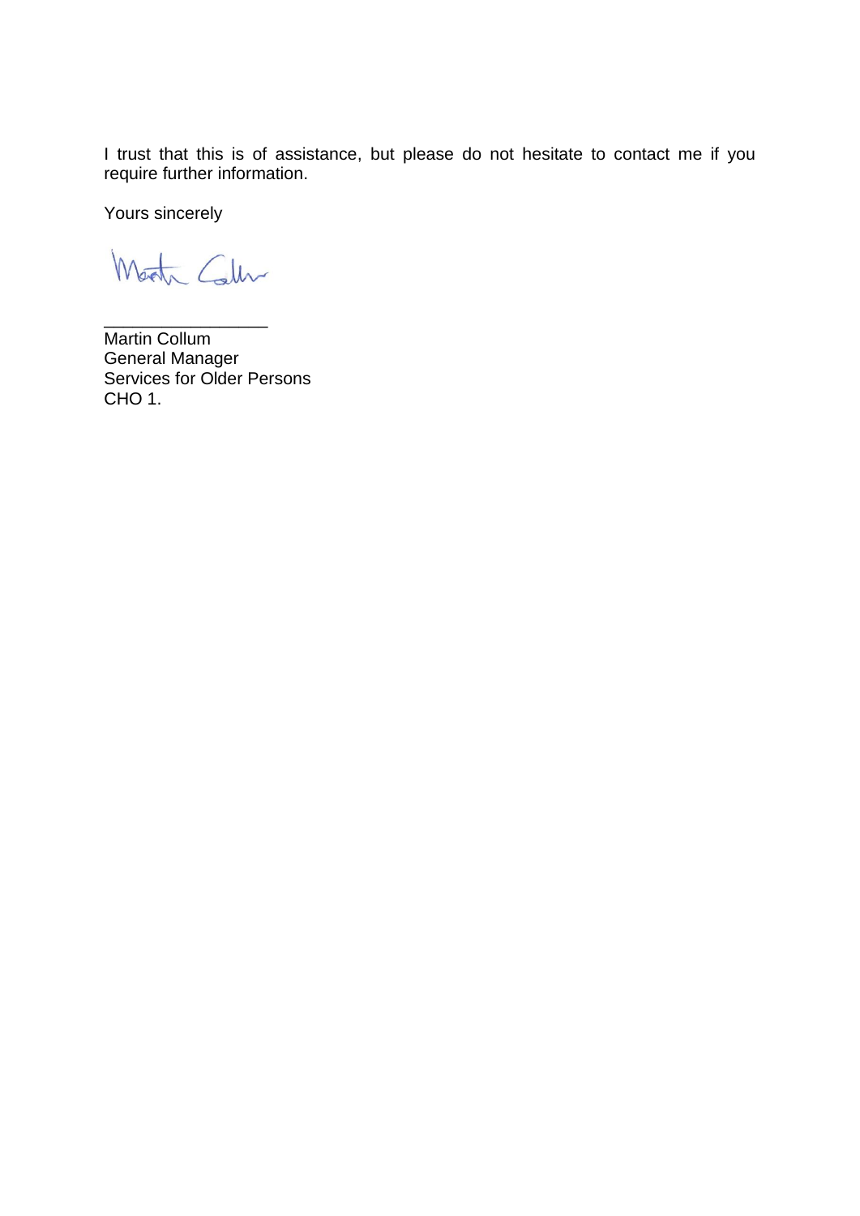I trust that this is of assistance, but please do not hesitate to contact me if you require further information.

Yours sincerely

\_\_\_\_\_\_\_\_\_\_\_\_\_\_\_\_\_

Martin Collum
General Manager
Services for Older Persons
CHO 1.